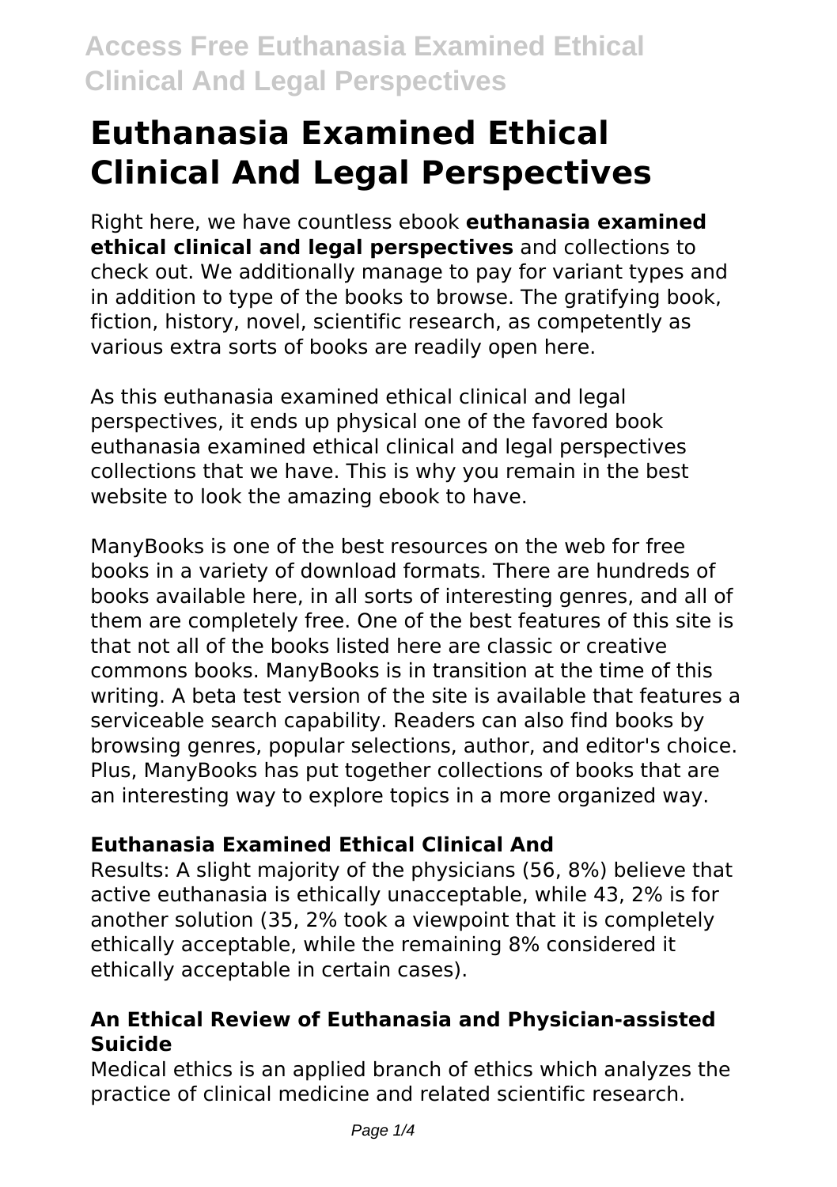# Euthanasia Examined Ethical Clinical And Legal Perspectives

Right here, we have countless ebook **euthanasia examined ethical clinical and legal perspectives** and collections to check out. We additionally manage to pay for variant types and in addition to type of the books to browse. The gratifying book, fiction, history, novel, scientific research, as competently as various extra sorts of books are readily open here.

As this euthanasia examined ethical clinical and legal perspectives, it ends up physical one of the favored book euthanasia examined ethical clinical and legal perspectives collections that we have. This is why you remain in the best website to look the amazing ebook to have.

ManyBooks is one of the best resources on the web for free books in a variety of download formats. There are hundreds of books available here, in all sorts of interesting genres, and all of them are completely free. One of the best features of this site is that not all of the books listed here are classic or creative commons books. ManyBooks is in transition at the time of this writing. A beta test version of the site is available that features a serviceable search capability. Readers can also find books by browsing genres, popular selections, author, and editor's choice. Plus, ManyBooks has put together collections of books that are an interesting way to explore topics in a more organized way.

### Euthanasia Examined Ethical Clinical And

Results: A slight majority of the physicians (56, 8%) believe that active euthanasia is ethically unacceptable, while 43, 2% is for another solution (35, 2% took a viewpoint that it is completely ethically acceptable, while the remaining 8% considered it ethically acceptable in certain cases).

### An Ethical Review of Euthanasia and Physician-assisted Suicide

Medical ethics is an applied branch of ethics which analyzes the practice of clinical medicine and related scientific research.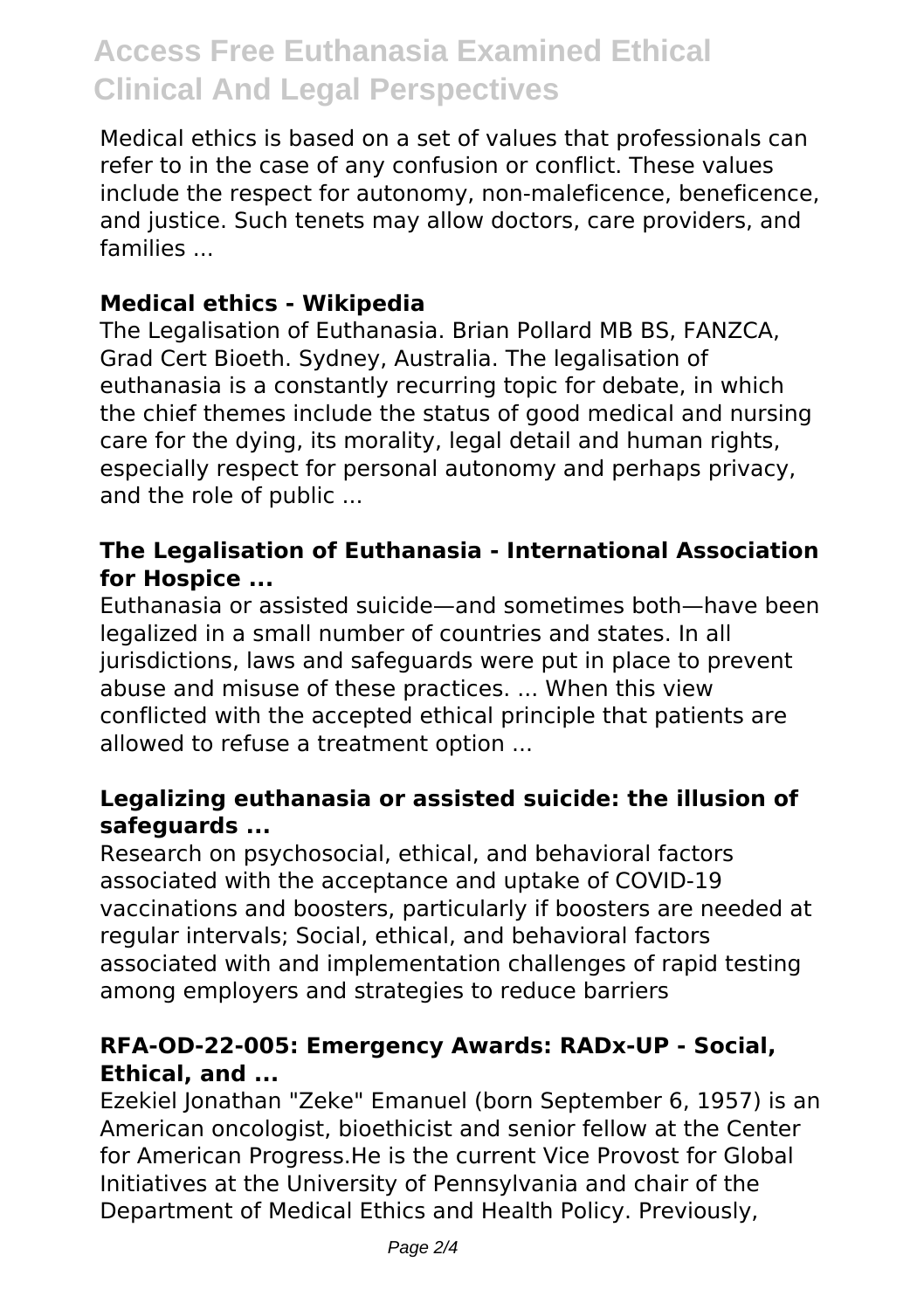Medical ethics is based on a set of values that professionals can refer to in the case of any confusion or conflict. These values include the respect for autonomy, non-maleficence, beneficence, and justice. Such tenets may allow doctors, care providers, and families ...

### Medical ethics - Wikipedia

The Legalisation of Euthanasia. Brian Pollard MB BS, FANZCA, Grad Cert Bioeth. Sydney, Australia. The legalisation of euthanasia is a constantly recurring topic for debate, in which the chief themes include the status of good medical and nursing care for the dying, its morality, legal detail and human rights, especially respect for personal autonomy and perhaps privacy, and the role of public ...

### The Legalisation of Euthanasia - International Association for Hospice ...

Euthanasia or assisted suicide—and sometimes both—have been legalized in a small number of countries and states. In all jurisdictions, laws and safeguards were put in place to prevent abuse and misuse of these practices. ... When this view conflicted with the accepted ethical principle that patients are allowed to refuse a treatment option ...

### Legalizing euthanasia or assisted suicide: the illusion of safeguards ...

Research on psychosocial, ethical, and behavioral factors associated with the acceptance and uptake of COVID-19 vaccinations and boosters, particularly if boosters are needed at regular intervals; Social, ethical, and behavioral factors associated with and implementation challenges of rapid testing among employers and strategies to reduce barriers

### RFA-OD-22-005: Emergency Awards: RADx-UP - Social, Ethical, and ...

Ezekiel Jonathan "Zeke" Emanuel (born September 6, 1957) is an American oncologist, bioethicist and senior fellow at the Center for American Progress.He is the current Vice Provost for Global Initiatives at the University of Pennsylvania and chair of the Department of Medical Ethics and Health Policy. Previously,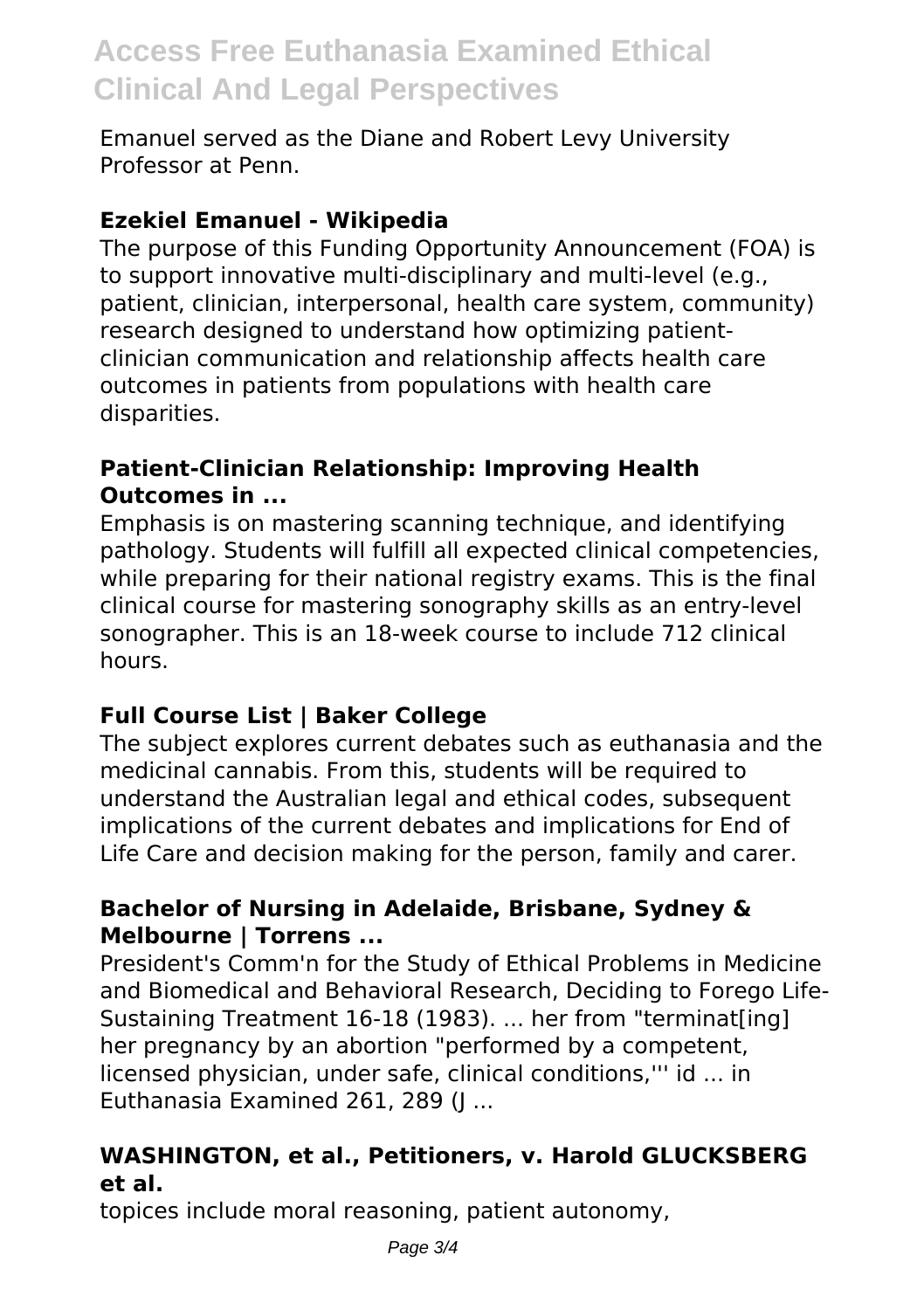Emanuel served as the Diane and Robert Levy University Professor at Penn.

### Ezekiel Emanuel - Wikipedia

The purpose of this Funding Opportunity Announcement (FOA) is to support innovative multi-disciplinary and multi-level (e.g., patient, clinician, interpersonal, health care system, community) research designed to understand how optimizing patient-clinician communication and relationship affects health care outcomes in patients from populations with health care disparities.

### Patient-Clinician Relationship: Improving Health Outcomes in ...

Emphasis is on mastering scanning technique, and identifying pathology. Students will fulfill all expected clinical competencies, while preparing for their national registry exams. This is the final clinical course for mastering sonography skills as an entry-level sonographer. This is an 18-week course to include 712 clinical hours.

### Full Course List | Baker College

The subject explores current debates such as euthanasia and the medicinal cannabis. From this, students will be required to understand the Australian legal and ethical codes, subsequent implications of the current debates and implications for End of Life Care and decision making for the person, family and carer.

### Bachelor of Nursing in Adelaide, Brisbane, Sydney & Melbourne | Torrens ...

President's Comm'n for the Study of Ethical Problems in Medicine and Biomedical and Behavioral Research, Deciding to Forego Life-Sustaining Treatment 16-18 (1983). ... her from "terminat[ing] her pregnancy by an abortion "performed by a competent, licensed physician, under safe, clinical conditions,''' id ... in Euthanasia Examined 261, 289 (J ...

### WASHINGTON, et al., Petitioners, v. Harold GLUCKSBERG et al.

topices include moral reasoning, patient autonomy,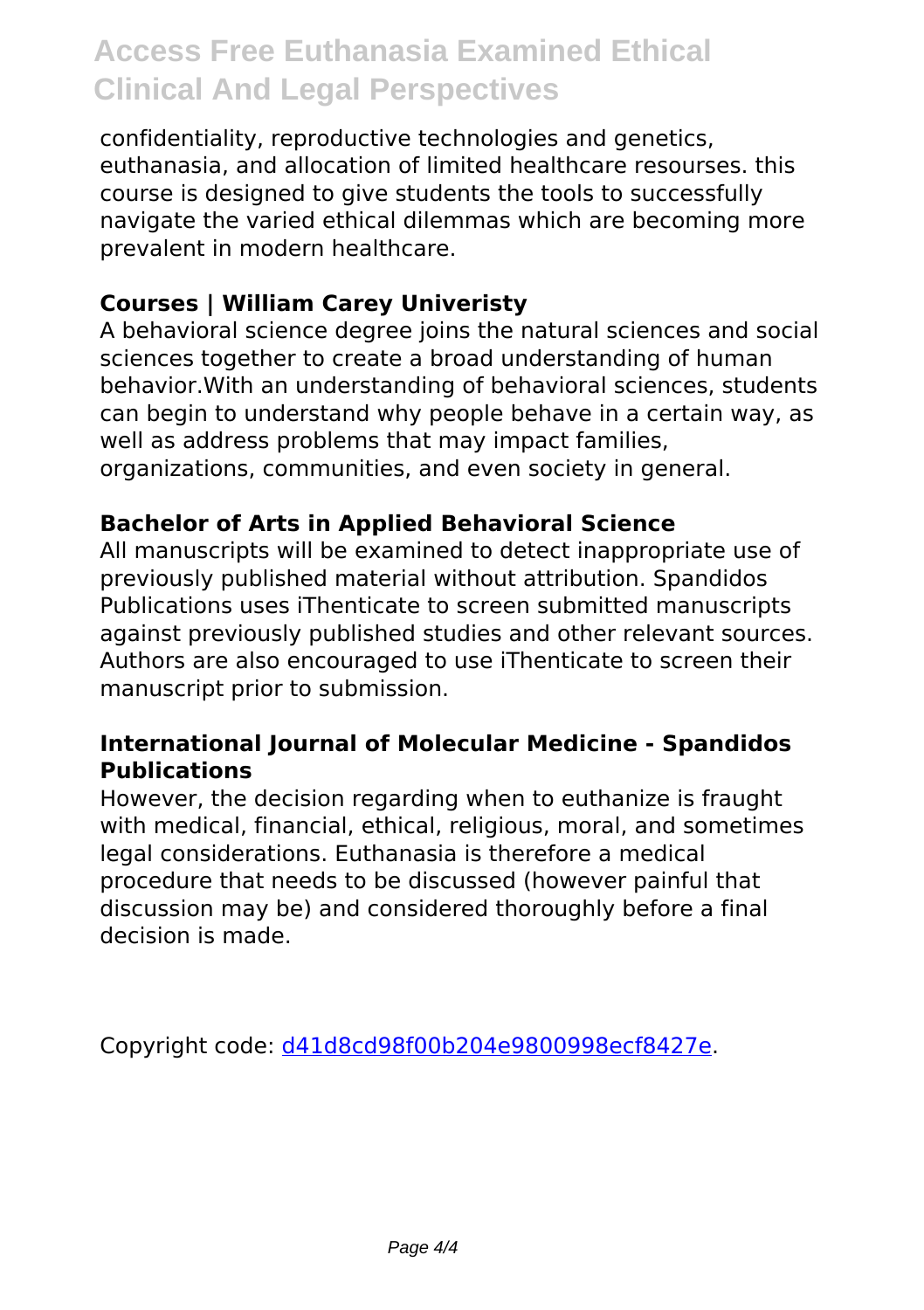confidentiality, reproductive technologies and genetics, euthanasia, and allocation of limited healthcare resourses. this course is designed to give students the tools to successfully navigate the varied ethical dilemmas which are becoming more prevalent in modern healthcare.

**Courses | William Carey Univeristy**

A behavioral science degree joins the natural sciences and social sciences together to create a broad understanding of human behavior.With an understanding of behavioral sciences, students can begin to understand why people behave in a certain way, as well as address problems that may impact families, organizations, communities, and even society in general.

**Bachelor of Arts in Applied Behavioral Science**

All manuscripts will be examined to detect inappropriate use of previously published material without attribution. Spandidos Publications uses iThenticate to screen submitted manuscripts against previously published studies and other relevant sources. Authors are also encouraged to use iThenticate to screen their manuscript prior to submission.

**International Journal of Molecular Medicine - Spandidos Publications**

However, the decision regarding when to euthanize is fraught with medical, financial, ethical, religious, moral, and sometimes legal considerations. Euthanasia is therefore a medical procedure that needs to be discussed (however painful that discussion may be) and considered thoroughly before a final decision is made.

Copyright code: d41d8cd98f00b204e9800998ecf8427e.